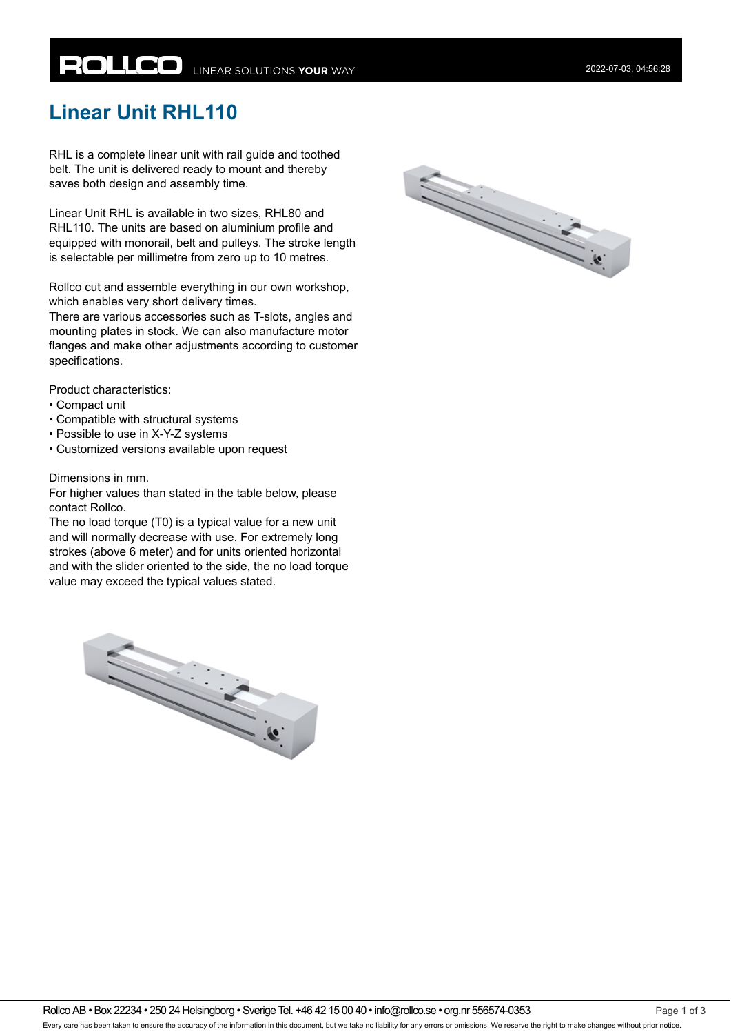# Linear Unit RHL110

RHL is a complete linear unit with rail guide and toothed belt. The unit is delivered ready to mount and thereby saves both design and assembly time.

Linear Unit RHL is available in two sizes, RHL80 and RHL110. The units are based on aluminium profile and equipped with monorail, belt and pulleys. The stroke length is selectable per millimetre from zero up to 10 metres.

Rollco cut and assemble everything in our own workshop, which enables very short delivery times.
There are various accessories such as T-slots, angles and mounting plates in stock. We can also manufacture motor flanges and make other adjustments according to customer specifications.

Product characteristics:

- Compact unit
- Compatible with structural systems
- Possible to use in X-Y-Z systems
- Customized versions available upon request

Dimensions in mm.
For higher values than stated in the table below, please contact Rollco.
The no load torque (T0) is a typical value for a new unit and will normally decrease with use. For extremely long strokes (above 6 meter) and for units oriented horizontal and with the slider oriented to the side, the no load torque value may exceed the typical values stated.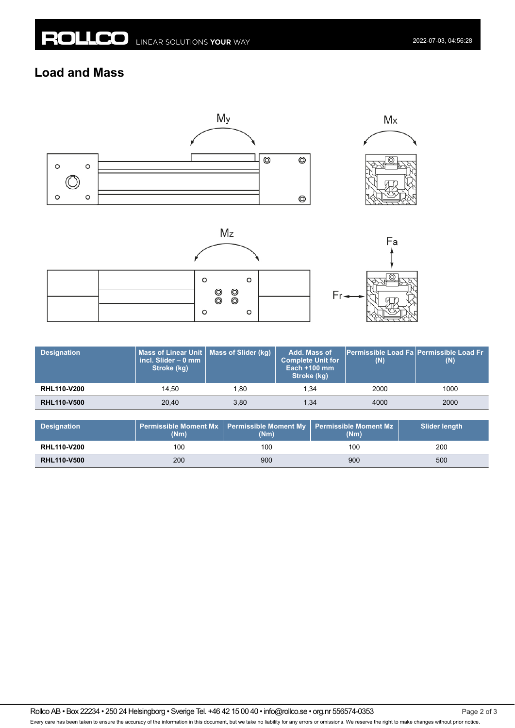## Load and Mass

| Designation | Mass of Linear Unit incl. Slider – 0 mm Stroke (kg) | Mass of Slider (kg) | Add. Mass of Complete Unit for Each +100 mm Stroke (kg) | Permissible Load Fa (N) | Permissible Load Fr (N) |
|---|---|---|---|---|---|
| **RHL110-V200** | 14,50 | 1,80 | 1,34 | 2000 | 1000 |
| **RHL110-V500** | 20,40 | 3,80 | 1,34 | 4000 | 2000 |

| Designation | Permissible Moment Mx (Nm) | Permissible Moment My (Nm) | Permissible Moment Mz (Nm) | Slider length |
|---|---|---|---|---|
| **RHL110-V200** | 100 | 100 | 100 | 200 |
| **RHL110-V500** | 200 | 900 | 900 | 500 |

Rollco AB • Box 22234 • 250 24 Helsingborg • Sverige Tel. +46 42 15 00 40 • info@rollco.se • org.nr 556574-0353

Every care has been taken to ensure the accuracy of the information in this document, but we take no liability for any errors or omissions. We reserve the right to make changes without prior notice.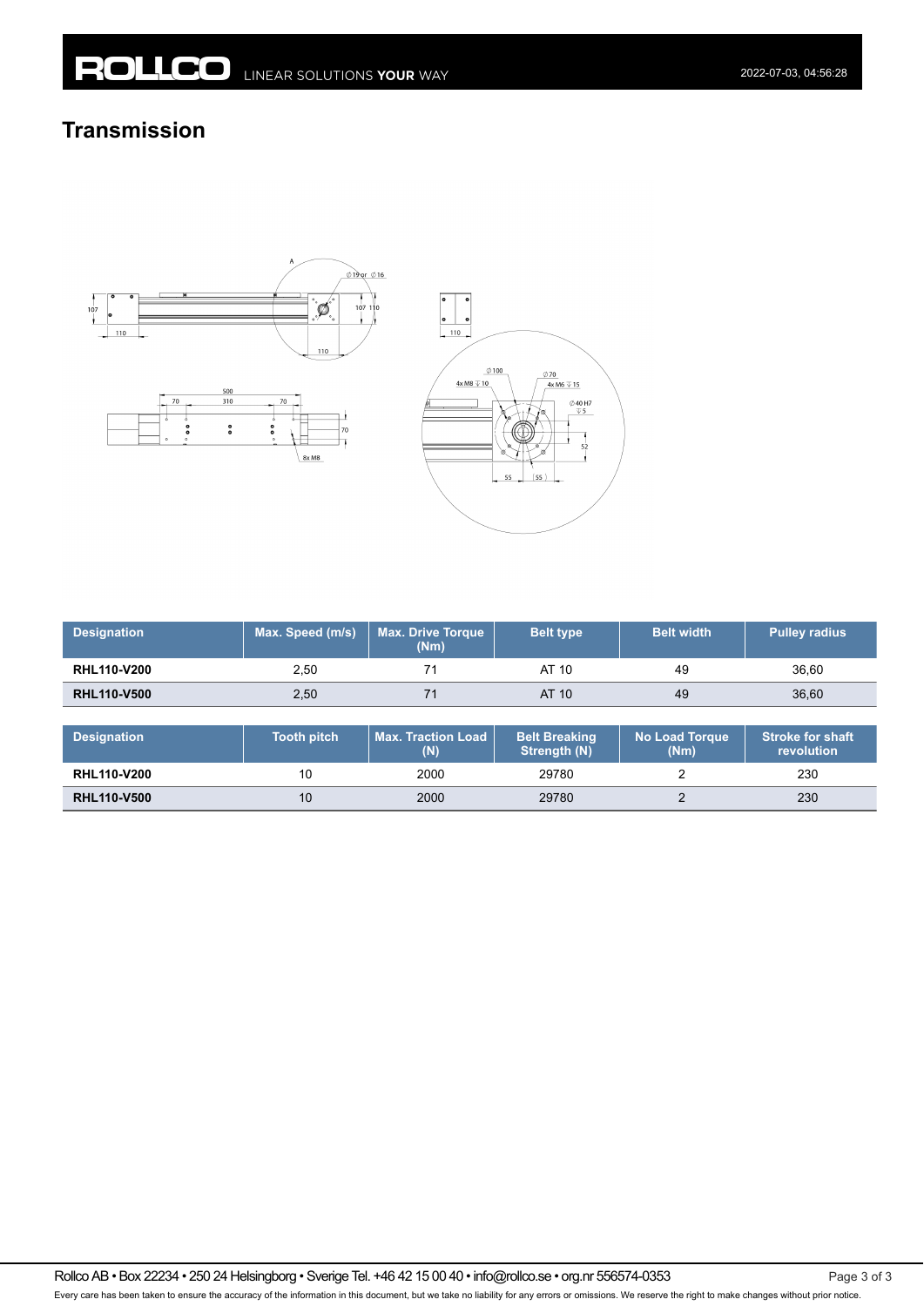## Transmission

| Designation | Max. Speed (m/s) | Max. Drive Torque (Nm) | Belt type | Belt width | Pulley radius |
|---|---|---|---|---|---|
| **RHL110-V200** | 2,50 | 71 | AT 10 | 49 | 36,60 |
| **RHL110-V500** | 2,50 | 71 | AT 10 | 49 | 36,60 |

| Designation | Tooth pitch | Max. Traction Load (N) | Belt Breaking Strength (N) | No Load Torque (Nm) | Stroke for shaft revolution |
|---|---|---|---|---|---|
| **RHL110-V200** | 10 | 2000 | 29780 | 2 | 230 |
| **RHL110-V500** | 10 | 2000 | 29780 | 2 | 230 |